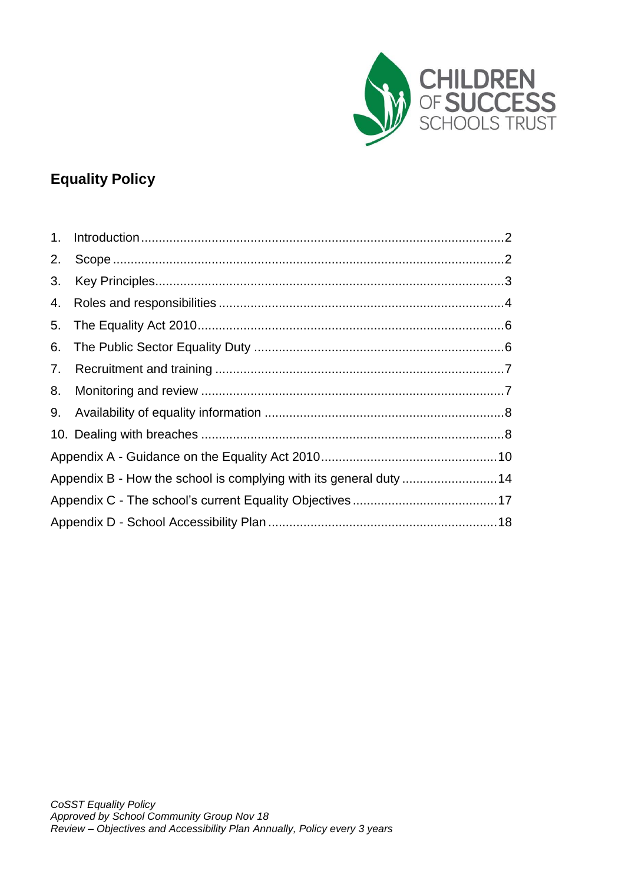CHILDREN OF SUCCESS SCHOOLS TRUST

# Equality Policy

1. Introduction .......... 2
2. Scope .......... 2
3. Key Principles .......... 3
4. Roles and responsibilities .......... 4
5. The Equality Act 2010 .......... 6
6. The Public Sector Equality Duty .......... 6
7. Recruitment and training .......... 7
8. Monitoring and review .......... 7
9. Availability of equality information .......... 8
10. Dealing with breaches .......... 8

Appendix A - Guidance on the Equality Act 2010 .......... 10
Appendix B - How the school is complying with its general duty .......... 14
Appendix C - The school's current Equality Objectives .......... 17
Appendix D - School Accessibility Plan .......... 18

*CoSST Equality Policy*
*Approved by School Community Group Nov 18*
*Review – Objectives and Accessibility Plan Annually, Policy every 3 years*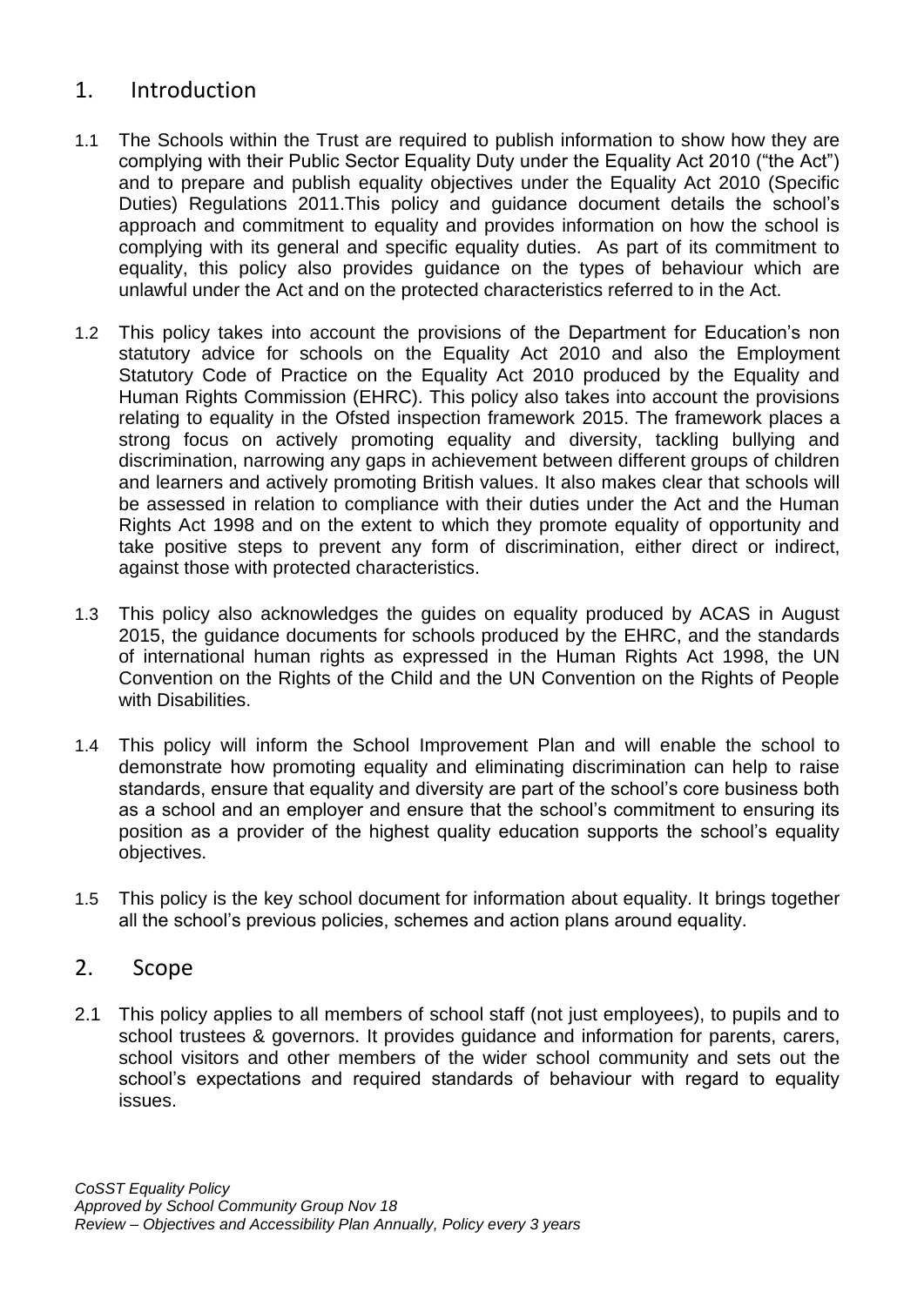## 1. Introduction

1.1 The Schools within the Trust are required to publish information to show how they are complying with their Public Sector Equality Duty under the Equality Act 2010 ("the Act") and to prepare and publish equality objectives under the Equality Act 2010 (Specific Duties) Regulations 2011.This policy and guidance document details the school's approach and commitment to equality and provides information on how the school is complying with its general and specific equality duties. As part of its commitment to equality, this policy also provides guidance on the types of behaviour which are unlawful under the Act and on the protected characteristics referred to in the Act.

1.2 This policy takes into account the provisions of the Department for Education's non statutory advice for schools on the Equality Act 2010 and also the Employment Statutory Code of Practice on the Equality Act 2010 produced by the Equality and Human Rights Commission (EHRC). This policy also takes into account the provisions relating to equality in the Ofsted inspection framework 2015. The framework places a strong focus on actively promoting equality and diversity, tackling bullying and discrimination, narrowing any gaps in achievement between different groups of children and learners and actively promoting British values. It also makes clear that schools will be assessed in relation to compliance with their duties under the Act and the Human Rights Act 1998 and on the extent to which they promote equality of opportunity and take positive steps to prevent any form of discrimination, either direct or indirect, against those with protected characteristics.

1.3 This policy also acknowledges the guides on equality produced by ACAS in August 2015, the guidance documents for schools produced by the EHRC, and the standards of international human rights as expressed in the Human Rights Act 1998, the UN Convention on the Rights of the Child and the UN Convention on the Rights of People with Disabilities.

1.4 This policy will inform the School Improvement Plan and will enable the school to demonstrate how promoting equality and eliminating discrimination can help to raise standards, ensure that equality and diversity are part of the school's core business both as a school and an employer and ensure that the school's commitment to ensuring its position as a provider of the highest quality education supports the school's equality objectives.

1.5 This policy is the key school document for information about equality. It brings together all the school's previous policies, schemes and action plans around equality.

## 2. Scope

2.1 This policy applies to all members of school staff (not just employees), to pupils and to school trustees & governors. It provides guidance and information for parents, carers, school visitors and other members of the wider school community and sets out the school's expectations and required standards of behaviour with regard to equality issues.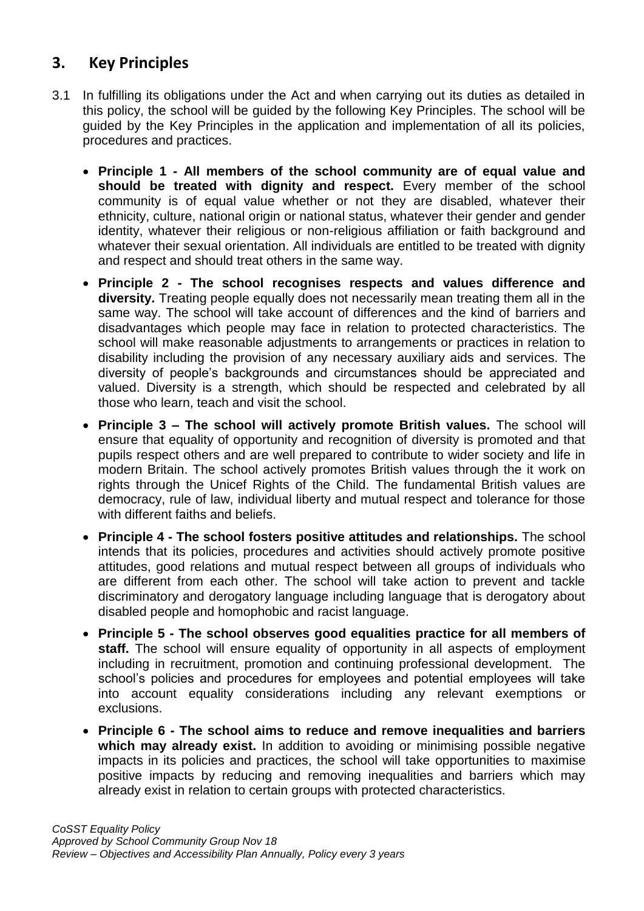## 3. Key Principles

3.1 In fulfilling its obligations under the Act and when carrying out its duties as detailed in this policy, the school will be guided by the following Key Principles. The school will be guided by the Key Principles in the application and implementation of all its policies, procedures and practices.

- **Principle 1 - All members of the school community are of equal value and should be treated with dignity and respect.** Every member of the school community is of equal value whether or not they are disabled, whatever their ethnicity, culture, national origin or national status, whatever their gender and gender identity, whatever their religious or non-religious affiliation or faith background and whatever their sexual orientation. All individuals are entitled to be treated with dignity and respect and should treat others in the same way.
- **Principle 2 - The school recognises respects and values difference and diversity.** Treating people equally does not necessarily mean treating them all in the same way. The school will take account of differences and the kind of barriers and disadvantages which people may face in relation to protected characteristics. The school will make reasonable adjustments to arrangements or practices in relation to disability including the provision of any necessary auxiliary aids and services. The diversity of people's backgrounds and circumstances should be appreciated and valued. Diversity is a strength, which should be respected and celebrated by all those who learn, teach and visit the school.
- **Principle 3 – The school will actively promote British values.** The school will ensure that equality of opportunity and recognition of diversity is promoted and that pupils respect others and are well prepared to contribute to wider society and life in modern Britain. The school actively promotes British values through the it work on rights through the Unicef Rights of the Child. The fundamental British values are democracy, rule of law, individual liberty and mutual respect and tolerance for those with different faiths and beliefs.
- **Principle 4 - The school fosters positive attitudes and relationships.** The school intends that its policies, procedures and activities should actively promote positive attitudes, good relations and mutual respect between all groups of individuals who are different from each other. The school will take action to prevent and tackle discriminatory and derogatory language including language that is derogatory about disabled people and homophobic and racist language.
- **Principle 5 - The school observes good equalities practice for all members of staff.** The school will ensure equality of opportunity in all aspects of employment including in recruitment, promotion and continuing professional development. The school's policies and procedures for employees and potential employees will take into account equality considerations including any relevant exemptions or exclusions.
- **Principle 6 - The school aims to reduce and remove inequalities and barriers which may already exist.** In addition to avoiding or minimising possible negative impacts in its policies and practices, the school will take opportunities to maximise positive impacts by reducing and removing inequalities and barriers which may already exist in relation to certain groups with protected characteristics.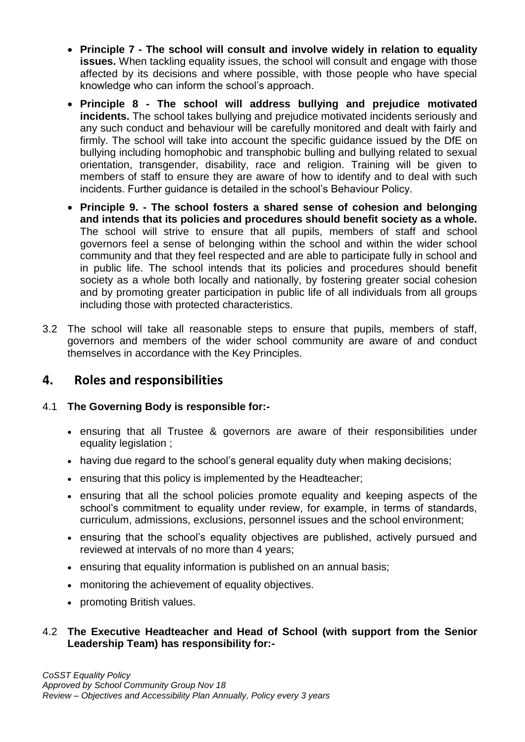- **Principle 7 - The school will consult and involve widely in relation to equality issues.** When tackling equality issues, the school will consult and engage with those affected by its decisions and where possible, with those people who have special knowledge who can inform the school's approach.
- **Principle 8 - The school will address bullying and prejudice motivated incidents.** The school takes bullying and prejudice motivated incidents seriously and any such conduct and behaviour will be carefully monitored and dealt with fairly and firmly. The school will take into account the specific guidance issued by the DfE on bullying including homophobic and transphobic bulling and bullying related to sexual orientation, transgender, disability, race and religion. Training will be given to members of staff to ensure they are aware of how to identify and to deal with such incidents. Further guidance is detailed in the school's Behaviour Policy.
- **Principle 9. - The school fosters a shared sense of cohesion and belonging and intends that its policies and procedures should benefit society as a whole.** The school will strive to ensure that all pupils, members of staff and school governors feel a sense of belonging within the school and within the wider school community and that they feel respected and are able to participate fully in school and in public life. The school intends that its policies and procedures should benefit society as a whole both locally and nationally, by fostering greater social cohesion and by promoting greater participation in public life of all individuals from all groups including those with protected characteristics.

3.2 The school will take all reasonable steps to ensure that pupils, members of staff, governors and members of the wider school community are aware of and conduct themselves in accordance with the Key Principles.

## 4. Roles and responsibilities

4.1 **The Governing Body is responsible for:-**

- ensuring that all Trustee & governors are aware of their responsibilities under equality legislation ;
- having due regard to the school's general equality duty when making decisions;
- ensuring that this policy is implemented by the Headteacher;
- ensuring that all the school policies promote equality and keeping aspects of the school's commitment to equality under review, for example, in terms of standards, curriculum, admissions, exclusions, personnel issues and the school environment;
- ensuring that the school's equality objectives are published, actively pursued and reviewed at intervals of no more than 4 years;
- ensuring that equality information is published on an annual basis;
- monitoring the achievement of equality objectives.
- promoting British values.

4.2 **The Executive Headteacher and Head of School (with support from the Senior Leadership Team) has responsibility for:-**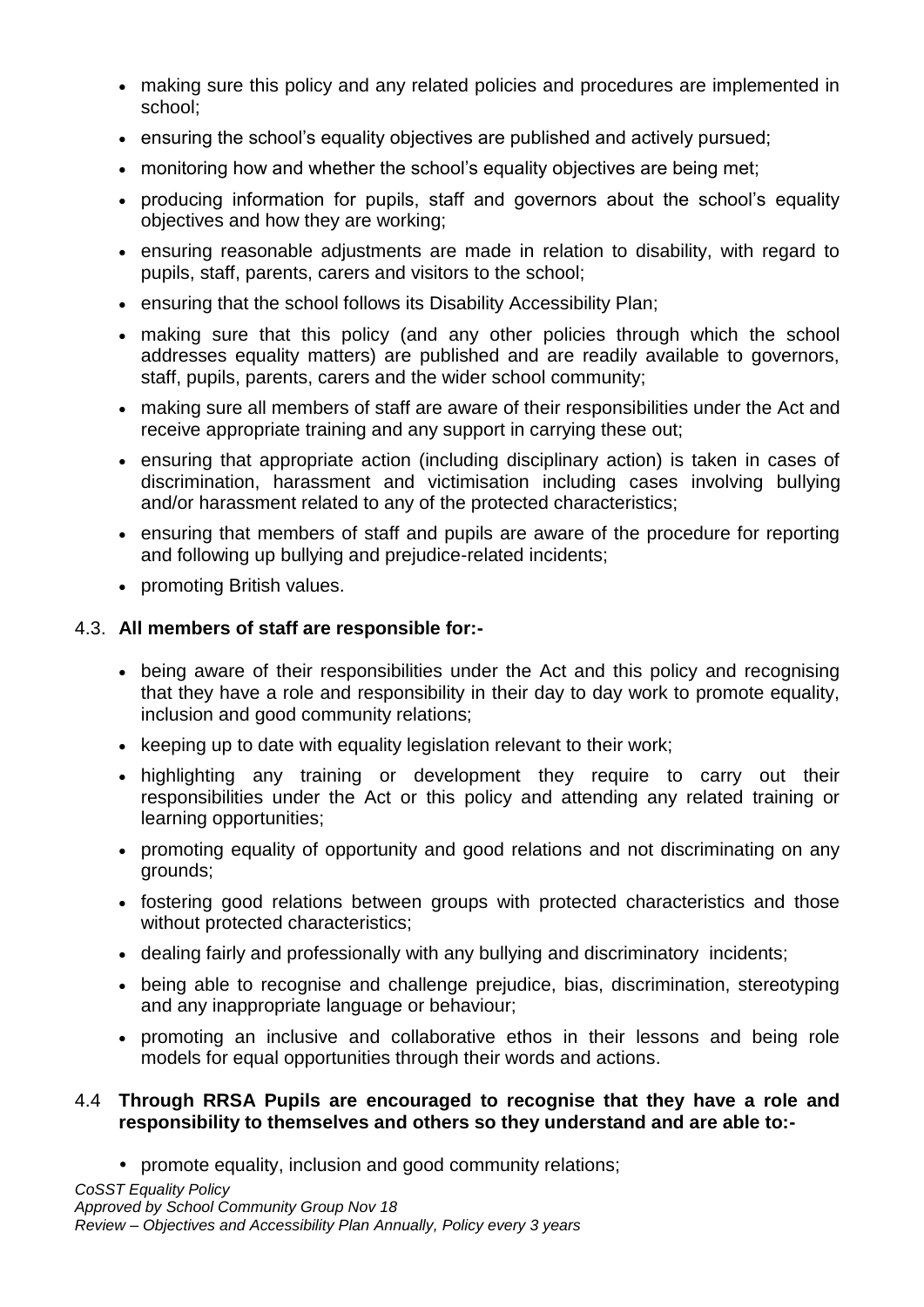- making sure this policy and any related policies and procedures are implemented in school;
- ensuring the school's equality objectives are published and actively pursued;
- monitoring how and whether the school's equality objectives are being met;
- producing information for pupils, staff and governors about the school's equality objectives and how they are working;
- ensuring reasonable adjustments are made in relation to disability, with regard to pupils, staff, parents, carers and visitors to the school;
- ensuring that the school follows its Disability Accessibility Plan;
- making sure that this policy (and any other policies through which the school addresses equality matters) are published and are readily available to governors, staff, pupils, parents, carers and the wider school community;
- making sure all members of staff are aware of their responsibilities under the Act and receive appropriate training and any support in carrying these out;
- ensuring that appropriate action (including disciplinary action) is taken in cases of discrimination, harassment and victimisation including cases involving bullying and/or harassment related to any of the protected characteristics;
- ensuring that members of staff and pupils are aware of the procedure for reporting and following up bullying and prejudice-related incidents;
- promoting British values.

4.3. **All members of staff are responsible for:-**

- being aware of their responsibilities under the Act and this policy and recognising that they have a role and responsibility in their day to day work to promote equality, inclusion and good community relations;
- keeping up to date with equality legislation relevant to their work;
- highlighting any training or development they require to carry out their responsibilities under the Act or this policy and attending any related training or learning opportunities;
- promoting equality of opportunity and good relations and not discriminating on any grounds;
- fostering good relations between groups with protected characteristics and those without protected characteristics;
- dealing fairly and professionally with any bullying and discriminatory incidents;
- being able to recognise and challenge prejudice, bias, discrimination, stereotyping and any inappropriate language or behaviour;
- promoting an inclusive and collaborative ethos in their lessons and being role models for equal opportunities through their words and actions.

4.4 **Through RRSA Pupils are encouraged to recognise that they have a role and responsibility to themselves and others so they understand and are able to:-**

- promote equality, inclusion and good community relations;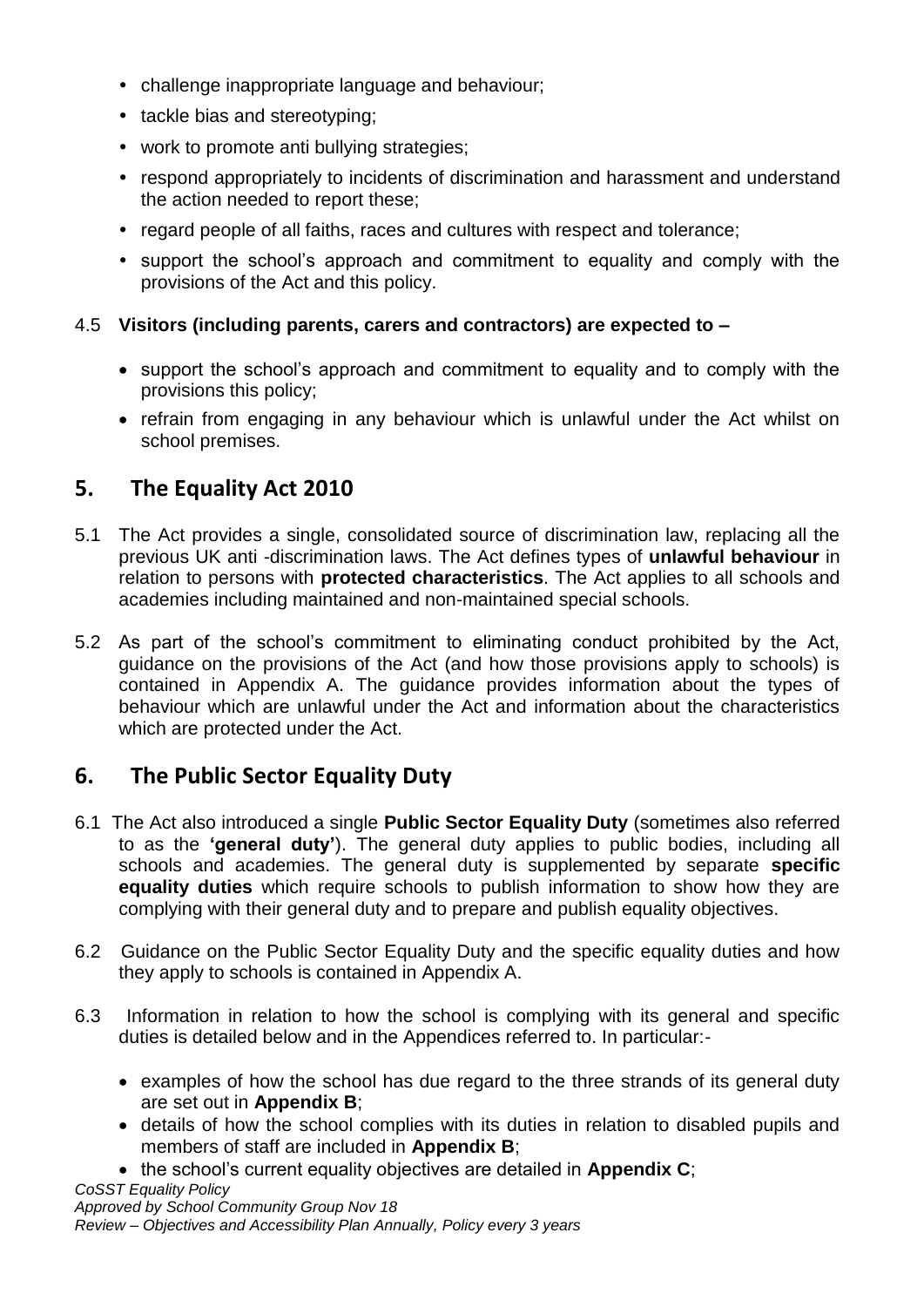- challenge inappropriate language and behaviour;
- tackle bias and stereotyping;
- work to promote anti bullying strategies;
- respond appropriately to incidents of discrimination and harassment and understand the action needed to report these;
- regard people of all faiths, races and cultures with respect and tolerance;
- support the school's approach and commitment to equality and comply with the provisions of the Act and this policy.

4.5 **Visitors (including parents, carers and contractors) are expected to –**

- support the school's approach and commitment to equality and to comply with the provisions this policy;
- refrain from engaging in any behaviour which is unlawful under the Act whilst on school premises.

## 5. The Equality Act 2010

5.1 The Act provides a single, consolidated source of discrimination law, replacing all the previous UK anti -discrimination laws. The Act defines types of **unlawful behaviour** in relation to persons with **protected characteristics**. The Act applies to all schools and academies including maintained and non-maintained special schools.

5.2 As part of the school's commitment to eliminating conduct prohibited by the Act, guidance on the provisions of the Act (and how those provisions apply to schools) is contained in Appendix A. The guidance provides information about the types of behaviour which are unlawful under the Act and information about the characteristics which are protected under the Act.

## 6. The Public Sector Equality Duty

6.1 The Act also introduced a single **Public Sector Equality Duty** (sometimes also referred to as the **'general duty'**). The general duty applies to public bodies, including all schools and academies. The general duty is supplemented by separate **specific equality duties** which require schools to publish information to show how they are complying with their general duty and to prepare and publish equality objectives.

6.2 Guidance on the Public Sector Equality Duty and the specific equality duties and how they apply to schools is contained in Appendix A.

6.3 Information in relation to how the school is complying with its general and specific duties is detailed below and in the Appendices referred to. In particular:-

- examples of how the school has due regard to the three strands of its general duty are set out in **Appendix B**;
- details of how the school complies with its duties in relation to disabled pupils and members of staff are included in **Appendix B**;
- the school's current equality objectives are detailed in **Appendix C**;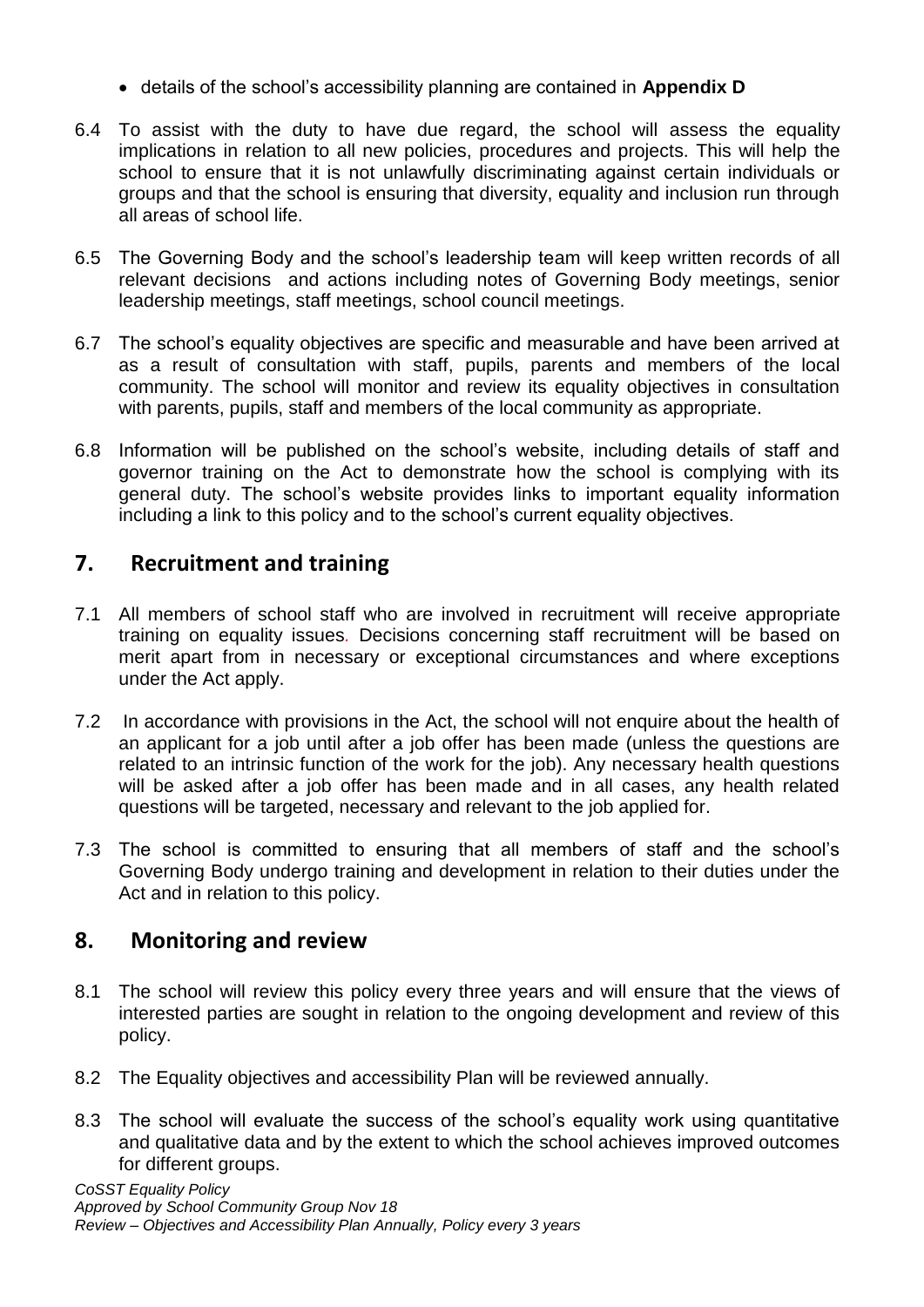- details of the school's accessibility planning are contained in **Appendix D**

6.4 To assist with the duty to have due regard, the school will assess the equality implications in relation to all new policies, procedures and projects. This will help the school to ensure that it is not unlawfully discriminating against certain individuals or groups and that the school is ensuring that diversity, equality and inclusion run through all areas of school life.

6.5 The Governing Body and the school's leadership team will keep written records of all relevant decisions and actions including notes of Governing Body meetings, senior leadership meetings, staff meetings, school council meetings.

6.7 The school's equality objectives are specific and measurable and have been arrived at as a result of consultation with staff, pupils, parents and members of the local community. The school will monitor and review its equality objectives in consultation with parents, pupils, staff and members of the local community as appropriate.

6.8 Information will be published on the school's website, including details of staff and governor training on the Act to demonstrate how the school is complying with its general duty. The school's website provides links to important equality information including a link to this policy and to the school's current equality objectives.

## 7. Recruitment and training

7.1 All members of school staff who are involved in recruitment will receive appropriate training on equality issues. Decisions concerning staff recruitment will be based on merit apart from in necessary or exceptional circumstances and where exceptions under the Act apply.

7.2 In accordance with provisions in the Act, the school will not enquire about the health of an applicant for a job until after a job offer has been made (unless the questions are related to an intrinsic function of the work for the job). Any necessary health questions will be asked after a job offer has been made and in all cases, any health related questions will be targeted, necessary and relevant to the job applied for.

7.3 The school is committed to ensuring that all members of staff and the school's Governing Body undergo training and development in relation to their duties under the Act and in relation to this policy.

## 8. Monitoring and review

8.1 The school will review this policy every three years and will ensure that the views of interested parties are sought in relation to the ongoing development and review of this policy.

8.2 The Equality objectives and accessibility Plan will be reviewed annually.

8.3 The school will evaluate the success of the school's equality work using quantitative and qualitative data and by the extent to which the school achieves improved outcomes for different groups.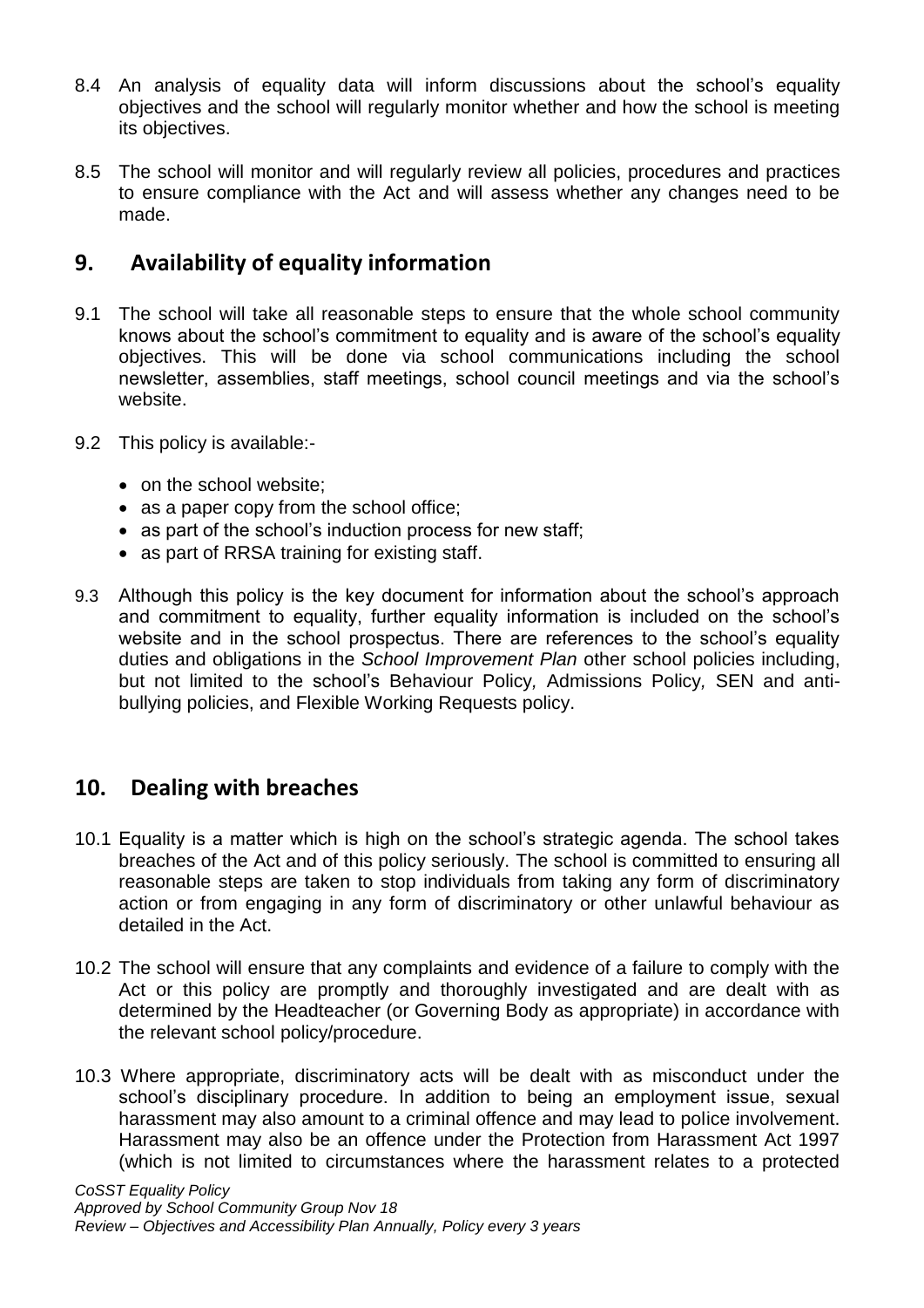8.4 An analysis of equality data will inform discussions about the school's equality objectives and the school will regularly monitor whether and how the school is meeting its objectives.

8.5 The school will monitor and will regularly review all policies, procedures and practices to ensure compliance with the Act and will assess whether any changes need to be made.

## 9. Availability of equality information

9.1 The school will take all reasonable steps to ensure that the whole school community knows about the school's commitment to equality and is aware of the school's equality objectives. This will be done via school communications including the school newsletter, assemblies, staff meetings, school council meetings and via the school's website.

9.2 This policy is available:-

- on the school website;
- as a paper copy from the school office;
- as part of the school's induction process for new staff;
- as part of RRSA training for existing staff.

9.3 Although this policy is the key document for information about the school's approach and commitment to equality, further equality information is included on the school's website and in the school prospectus. There are references to the school's equality duties and obligations in the *School Improvement Plan* other school policies including, but not limited to the school's Behaviour Policy*,* Admissions Policy*,* SEN and anti-bullying policies, and Flexible Working Requests policy.

## 10. Dealing with breaches

10.1 Equality is a matter which is high on the school's strategic agenda. The school takes breaches of the Act and of this policy seriously. The school is committed to ensuring all reasonable steps are taken to stop individuals from taking any form of discriminatory action or from engaging in any form of discriminatory or other unlawful behaviour as detailed in the Act.

10.2 The school will ensure that any complaints and evidence of a failure to comply with the Act or this policy are promptly and thoroughly investigated and are dealt with as determined by the Headteacher (or Governing Body as appropriate) in accordance with the relevant school policy/procedure.

10.3 Where appropriate, discriminatory acts will be dealt with as misconduct under the school's disciplinary procedure. In addition to being an employment issue, sexual harassment may also amount to a criminal offence and may lead to police involvement. Harassment may also be an offence under the Protection from Harassment Act 1997 (which is not limited to circumstances where the harassment relates to a protected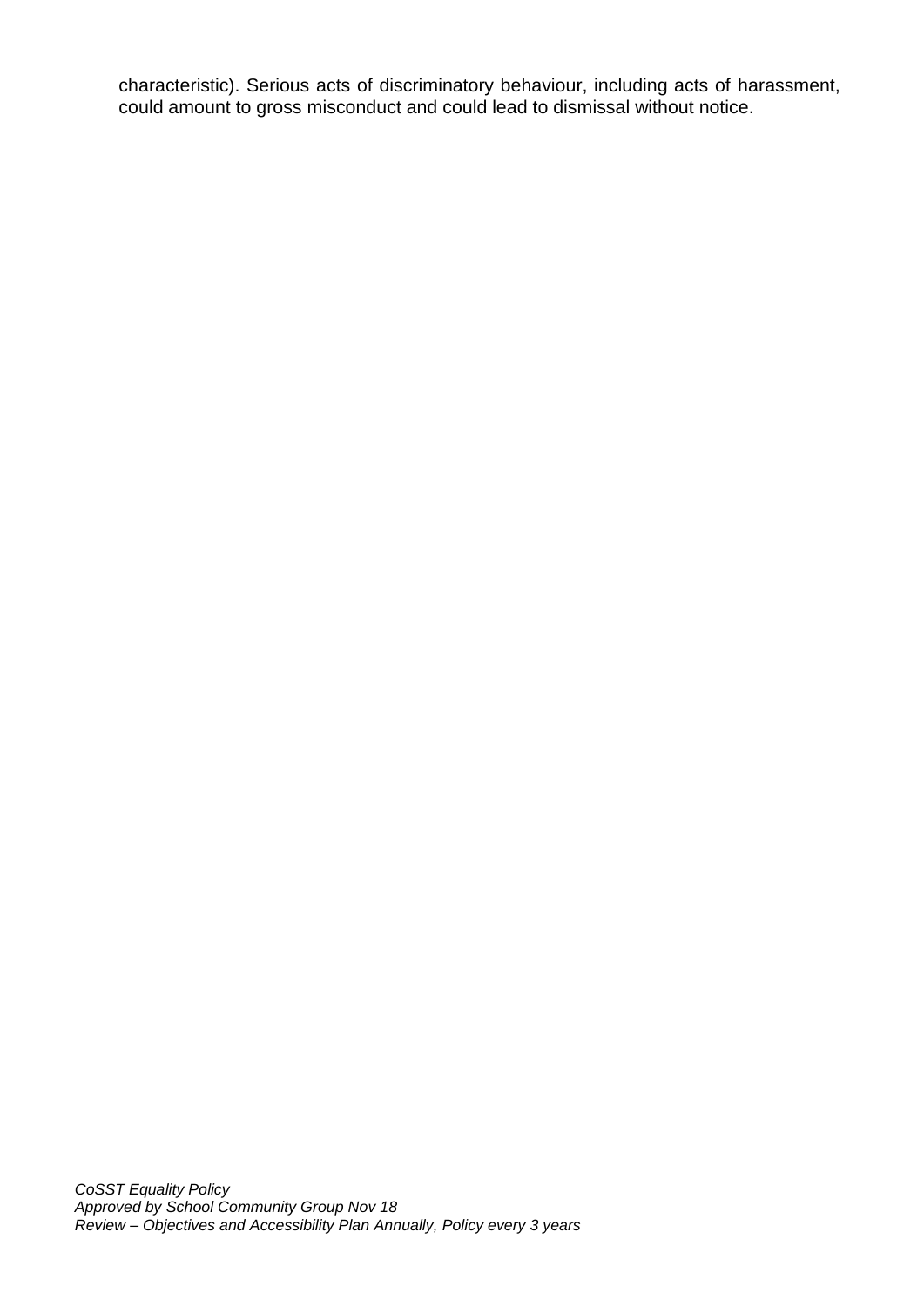characteristic). Serious acts of discriminatory behaviour, including acts of harassment, could amount to gross misconduct and could lead to dismissal without notice.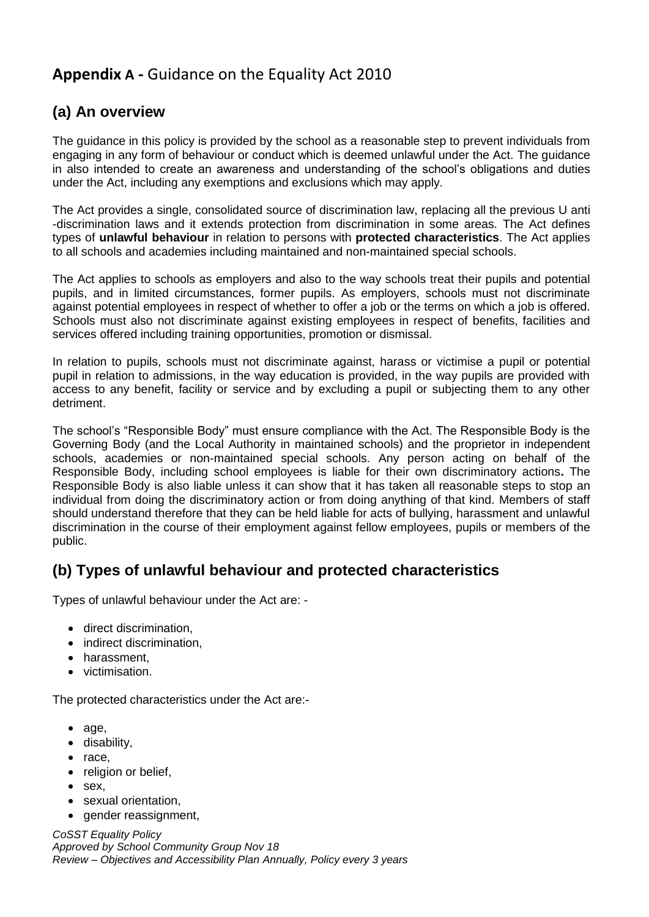## **Appendix A -** Guidance on the Equality Act 2010

## (a) An overview

The guidance in this policy is provided by the school as a reasonable step to prevent individuals from engaging in any form of behaviour or conduct which is deemed unlawful under the Act. The guidance in also intended to create an awareness and understanding of the school's obligations and duties under the Act, including any exemptions and exclusions which may apply.

The Act provides a single, consolidated source of discrimination law, replacing all the previous U anti -discrimination laws and it extends protection from discrimination in some areas. The Act defines types of **unlawful behaviour** in relation to persons with **protected characteristics**. The Act applies to all schools and academies including maintained and non-maintained special schools.

The Act applies to schools as employers and also to the way schools treat their pupils and potential pupils, and in limited circumstances, former pupils. As employers, schools must not discriminate against potential employees in respect of whether to offer a job or the terms on which a job is offered. Schools must also not discriminate against existing employees in respect of benefits, facilities and services offered including training opportunities, promotion or dismissal.

In relation to pupils, schools must not discriminate against, harass or victimise a pupil or potential pupil in relation to admissions, in the way education is provided, in the way pupils are provided with access to any benefit, facility or service and by excluding a pupil or subjecting them to any other detriment.

The school's "Responsible Body" must ensure compliance with the Act. The Responsible Body is the Governing Body (and the Local Authority in maintained schools) and the proprietor in independent schools, academies or non-maintained special schools. Any person acting on behalf of the Responsible Body, including school employees is liable for their own discriminatory actions**.** The Responsible Body is also liable unless it can show that it has taken all reasonable steps to stop an individual from doing the discriminatory action or from doing anything of that kind. Members of staff should understand therefore that they can be held liable for acts of bullying, harassment and unlawful discrimination in the course of their employment against fellow employees, pupils or members of the public.

## (b) Types of unlawful behaviour and protected characteristics

Types of unlawful behaviour under the Act are: -

- direct discrimination,
- indirect discrimination,
- harassment,
- victimisation.

The protected characteristics under the Act are:-

- age,
- disability,
- race,
- religion or belief,
- sex,
- sexual orientation,
- gender reassignment,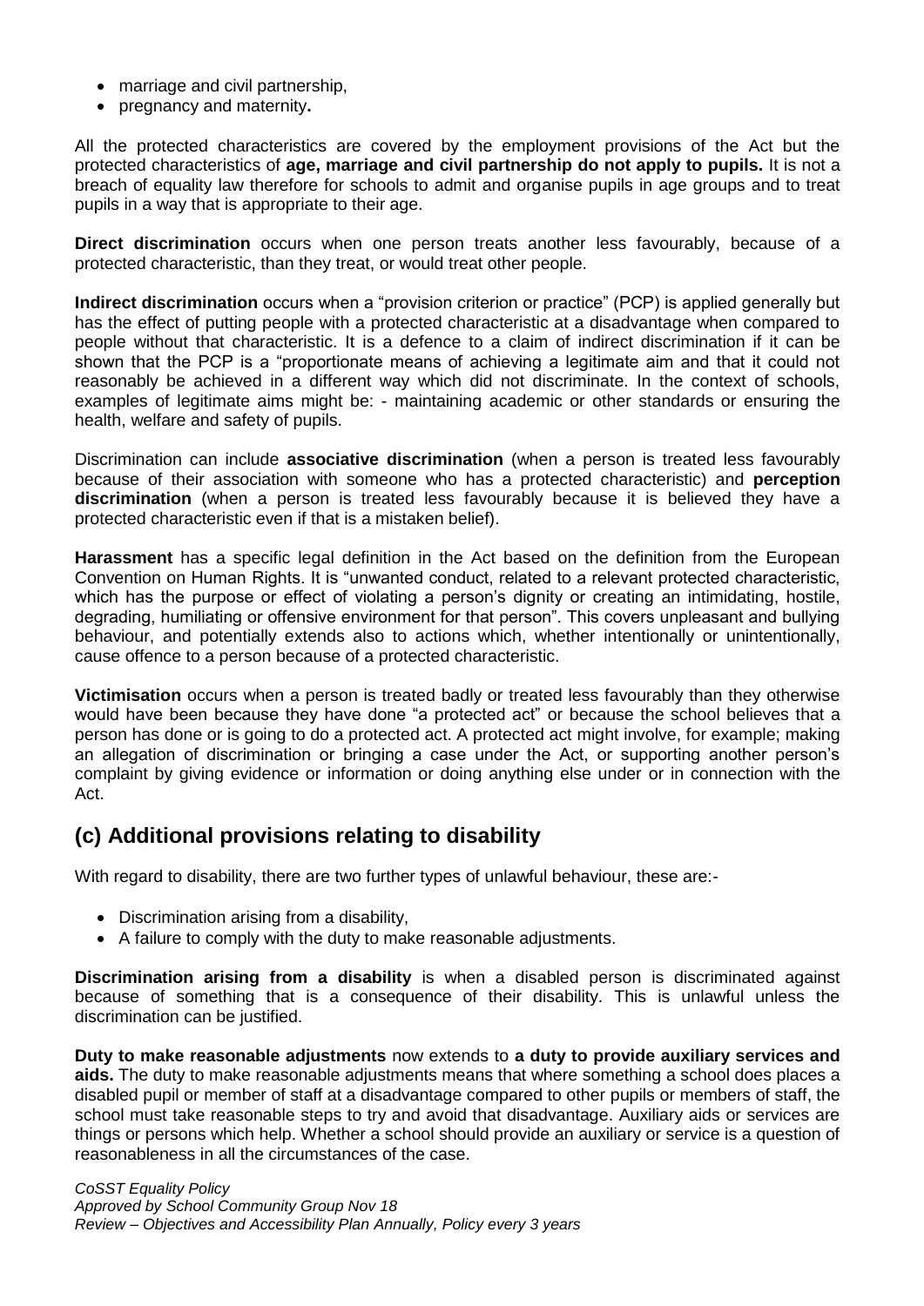- marriage and civil partnership,
- pregnancy and maternity**.**

All the protected characteristics are covered by the employment provisions of the Act but the protected characteristics of **age, marriage and civil partnership do not apply to pupils.** It is not a breach of equality law therefore for schools to admit and organise pupils in age groups and to treat pupils in a way that is appropriate to their age.

**Direct discrimination** occurs when one person treats another less favourably, because of a protected characteristic, than they treat, or would treat other people.

**Indirect discrimination** occurs when a "provision criterion or practice" (PCP) is applied generally but has the effect of putting people with a protected characteristic at a disadvantage when compared to people without that characteristic. It is a defence to a claim of indirect discrimination if it can be shown that the PCP is a "proportionate means of achieving a legitimate aim and that it could not reasonably be achieved in a different way which did not discriminate. In the context of schools, examples of legitimate aims might be: - maintaining academic or other standards or ensuring the health, welfare and safety of pupils.

Discrimination can include **associative discrimination** (when a person is treated less favourably because of their association with someone who has a protected characteristic) and **perception discrimination** (when a person is treated less favourably because it is believed they have a protected characteristic even if that is a mistaken belief).

**Harassment** has a specific legal definition in the Act based on the definition from the European Convention on Human Rights. It is "unwanted conduct, related to a relevant protected characteristic, which has the purpose or effect of violating a person's dignity or creating an intimidating, hostile, degrading, humiliating or offensive environment for that person". This covers unpleasant and bullying behaviour, and potentially extends also to actions which, whether intentionally or unintentionally, cause offence to a person because of a protected characteristic.

**Victimisation** occurs when a person is treated badly or treated less favourably than they otherwise would have been because they have done "a protected act" or because the school believes that a person has done or is going to do a protected act. A protected act might involve, for example; making an allegation of discrimination or bringing a case under the Act, or supporting another person's complaint by giving evidence or information or doing anything else under or in connection with the Act.

## (c) Additional provisions relating to disability

With regard to disability, there are two further types of unlawful behaviour, these are:-

- Discrimination arising from a disability,
- A failure to comply with the duty to make reasonable adjustments.

**Discrimination arising from a disability** is when a disabled person is discriminated against because of something that is a consequence of their disability. This is unlawful unless the discrimination can be justified.

**Duty to make reasonable adjustments** now extends to **a duty to provide auxiliary services and aids.** The duty to make reasonable adjustments means that where something a school does places a disabled pupil or member of staff at a disadvantage compared to other pupils or members of staff, the school must take reasonable steps to try and avoid that disadvantage. Auxiliary aids or services are things or persons which help. Whether a school should provide an auxiliary or service is a question of reasonableness in all the circumstances of the case.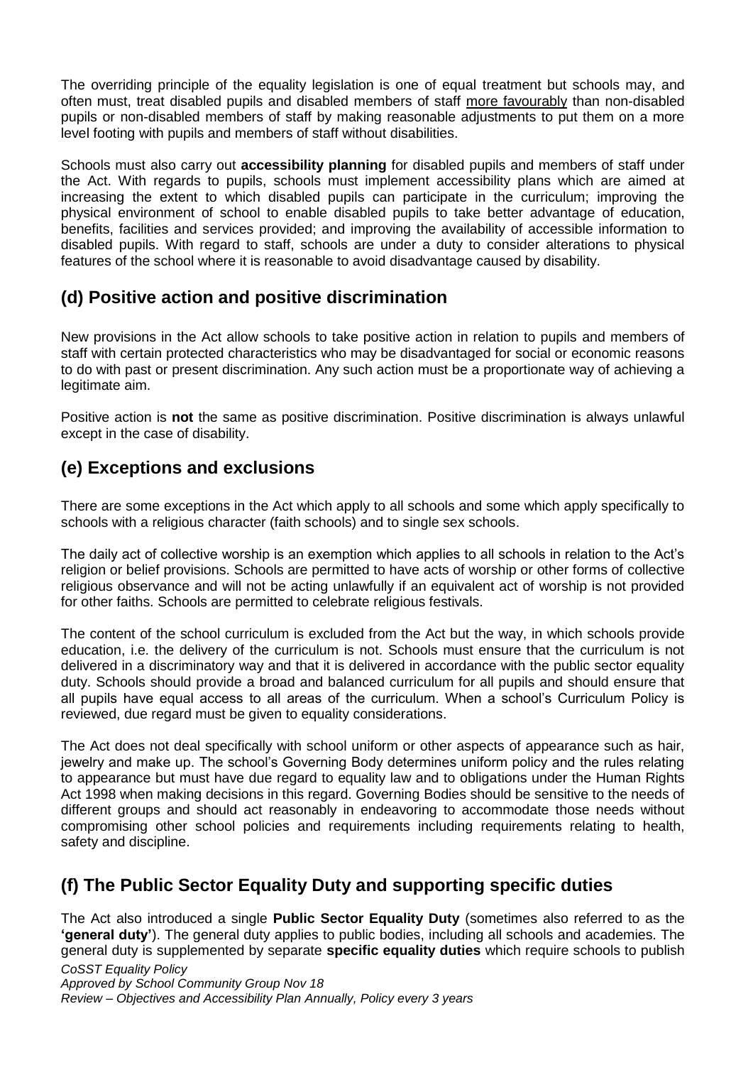The overriding principle of the equality legislation is one of equal treatment but schools may, and often must, treat disabled pupils and disabled members of staff more favourably than non-disabled pupils or non-disabled members of staff by making reasonable adjustments to put them on a more level footing with pupils and members of staff without disabilities.

Schools must also carry out **accessibility planning** for disabled pupils and members of staff under the Act. With regards to pupils, schools must implement accessibility plans which are aimed at increasing the extent to which disabled pupils can participate in the curriculum; improving the physical environment of school to enable disabled pupils to take better advantage of education, benefits, facilities and services provided; and improving the availability of accessible information to disabled pupils. With regard to staff, schools are under a duty to consider alterations to physical features of the school where it is reasonable to avoid disadvantage caused by disability.

## (d) Positive action and positive discrimination

New provisions in the Act allow schools to take positive action in relation to pupils and members of staff with certain protected characteristics who may be disadvantaged for social or economic reasons to do with past or present discrimination. Any such action must be a proportionate way of achieving a legitimate aim.

Positive action is **not** the same as positive discrimination. Positive discrimination is always unlawful except in the case of disability.

## (e) Exceptions and exclusions

There are some exceptions in the Act which apply to all schools and some which apply specifically to schools with a religious character (faith schools) and to single sex schools.

The daily act of collective worship is an exemption which applies to all schools in relation to the Act's religion or belief provisions. Schools are permitted to have acts of worship or other forms of collective religious observance and will not be acting unlawfully if an equivalent act of worship is not provided for other faiths. Schools are permitted to celebrate religious festivals.

The content of the school curriculum is excluded from the Act but the way, in which schools provide education, i.e. the delivery of the curriculum is not. Schools must ensure that the curriculum is not delivered in a discriminatory way and that it is delivered in accordance with the public sector equality duty. Schools should provide a broad and balanced curriculum for all pupils and should ensure that all pupils have equal access to all areas of the curriculum. When a school's Curriculum Policy is reviewed, due regard must be given to equality considerations.

The Act does not deal specifically with school uniform or other aspects of appearance such as hair, jewelry and make up. The school's Governing Body determines uniform policy and the rules relating to appearance but must have due regard to equality law and to obligations under the Human Rights Act 1998 when making decisions in this regard. Governing Bodies should be sensitive to the needs of different groups and should act reasonably in endeavoring to accommodate those needs without compromising other school policies and requirements including requirements relating to health, safety and discipline.

## (f) The Public Sector Equality Duty and supporting specific duties

The Act also introduced a single **Public Sector Equality Duty** (sometimes also referred to as the **'general duty'**). The general duty applies to public bodies, including all schools and academies. The general duty is supplemented by separate **specific equality duties** which require schools to publish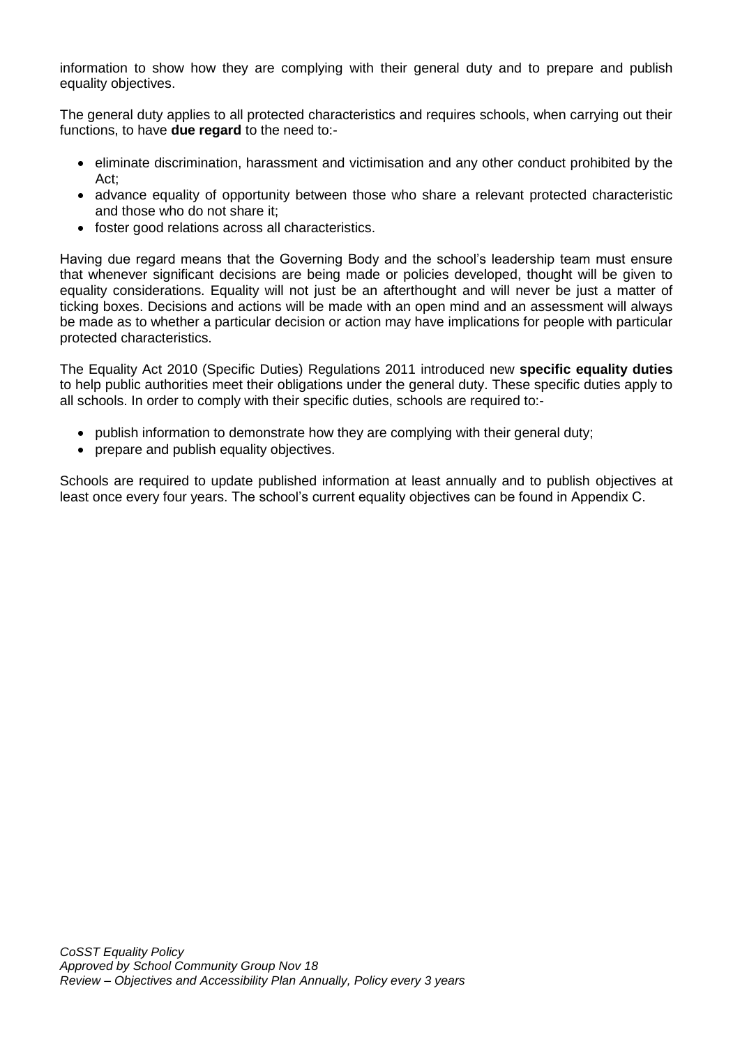information to show how they are complying with their general duty and to prepare and publish equality objectives.

The general duty applies to all protected characteristics and requires schools, when carrying out their functions, to have **due regard** to the need to:-

- eliminate discrimination, harassment and victimisation and any other conduct prohibited by the Act;
- advance equality of opportunity between those who share a relevant protected characteristic and those who do not share it;
- foster good relations across all characteristics.

Having due regard means that the Governing Body and the school's leadership team must ensure that whenever significant decisions are being made or policies developed, thought will be given to equality considerations. Equality will not just be an afterthought and will never be just a matter of ticking boxes. Decisions and actions will be made with an open mind and an assessment will always be made as to whether a particular decision or action may have implications for people with particular protected characteristics.

The Equality Act 2010 (Specific Duties) Regulations 2011 introduced new **specific equality duties** to help public authorities meet their obligations under the general duty. These specific duties apply to all schools. In order to comply with their specific duties, schools are required to:-

- publish information to demonstrate how they are complying with their general duty;
- prepare and publish equality objectives.

Schools are required to update published information at least annually and to publish objectives at least once every four years. The school's current equality objectives can be found in Appendix C.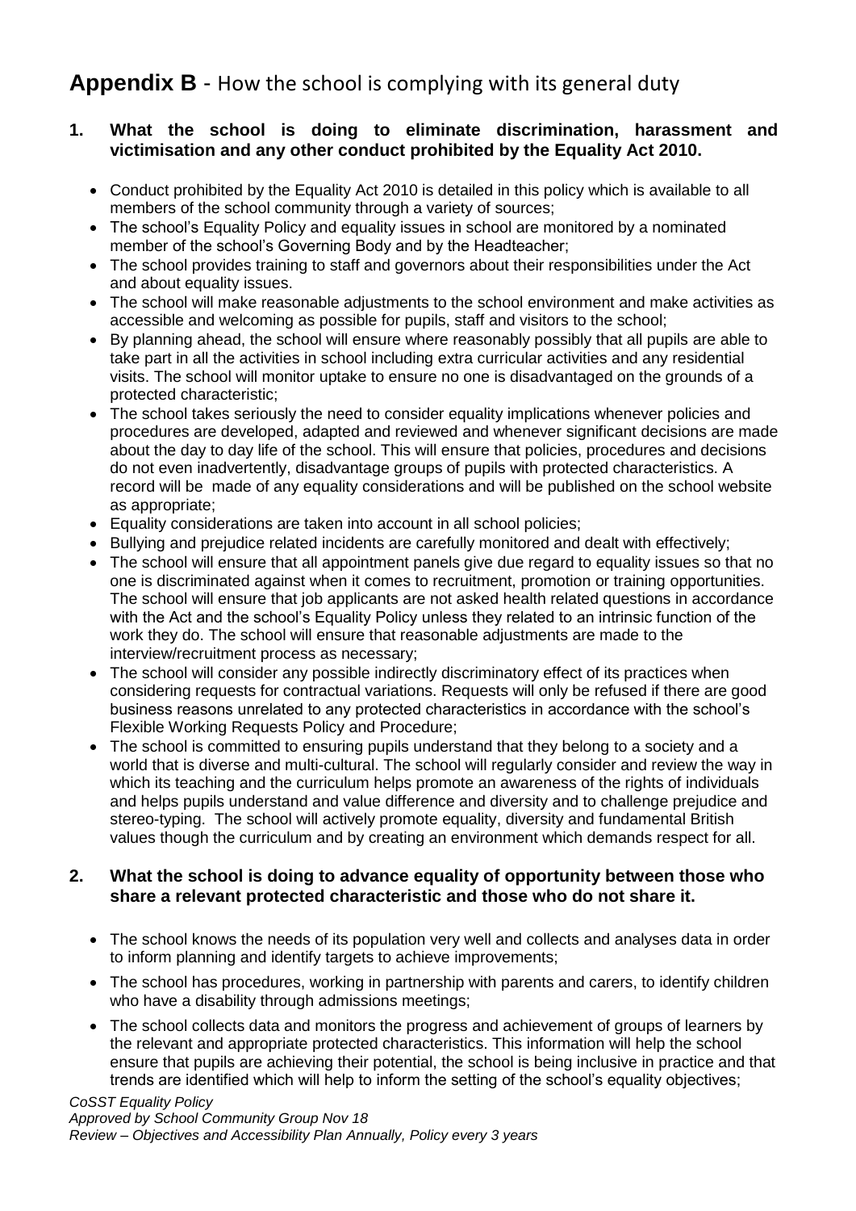# **Appendix B** - How the school is complying with its general duty

## 1. What the school is doing to eliminate discrimination, harassment and victimisation and any other conduct prohibited by the Equality Act 2010.

- Conduct prohibited by the Equality Act 2010 is detailed in this policy which is available to all members of the school community through a variety of sources;
- The school's Equality Policy and equality issues in school are monitored by a nominated member of the school's Governing Body and by the Headteacher;
- The school provides training to staff and governors about their responsibilities under the Act and about equality issues.
- The school will make reasonable adjustments to the school environment and make activities as accessible and welcoming as possible for pupils, staff and visitors to the school;
- By planning ahead, the school will ensure where reasonably possibly that all pupils are able to take part in all the activities in school including extra curricular activities and any residential visits. The school will monitor uptake to ensure no one is disadvantaged on the grounds of a protected characteristic;
- The school takes seriously the need to consider equality implications whenever policies and procedures are developed, adapted and reviewed and whenever significant decisions are made about the day to day life of the school. This will ensure that policies, procedures and decisions do not even inadvertently, disadvantage groups of pupils with protected characteristics. A record will be made of any equality considerations and will be published on the school website as appropriate;
- Equality considerations are taken into account in all school policies;
- Bullying and prejudice related incidents are carefully monitored and dealt with effectively;
- The school will ensure that all appointment panels give due regard to equality issues so that no one is discriminated against when it comes to recruitment, promotion or training opportunities. The school will ensure that job applicants are not asked health related questions in accordance with the Act and the school's Equality Policy unless they related to an intrinsic function of the work they do. The school will ensure that reasonable adjustments are made to the interview/recruitment process as necessary;
- The school will consider any possible indirectly discriminatory effect of its practices when considering requests for contractual variations. Requests will only be refused if there are good business reasons unrelated to any protected characteristics in accordance with the school's Flexible Working Requests Policy and Procedure;
- The school is committed to ensuring pupils understand that they belong to a society and a world that is diverse and multi-cultural. The school will regularly consider and review the way in which its teaching and the curriculum helps promote an awareness of the rights of individuals and helps pupils understand and value difference and diversity and to challenge prejudice and stereo-typing. The school will actively promote equality, diversity and fundamental British values though the curriculum and by creating an environment which demands respect for all.

## 2. What the school is doing to advance equality of opportunity between those who share a relevant protected characteristic and those who do not share it.

- The school knows the needs of its population very well and collects and analyses data in order to inform planning and identify targets to achieve improvements;
- The school has procedures, working in partnership with parents and carers, to identify children who have a disability through admissions meetings;
- The school collects data and monitors the progress and achievement of groups of learners by the relevant and appropriate protected characteristics. This information will help the school ensure that pupils are achieving their potential, the school is being inclusive in practice and that trends are identified which will help to inform the setting of the school's equality objectives;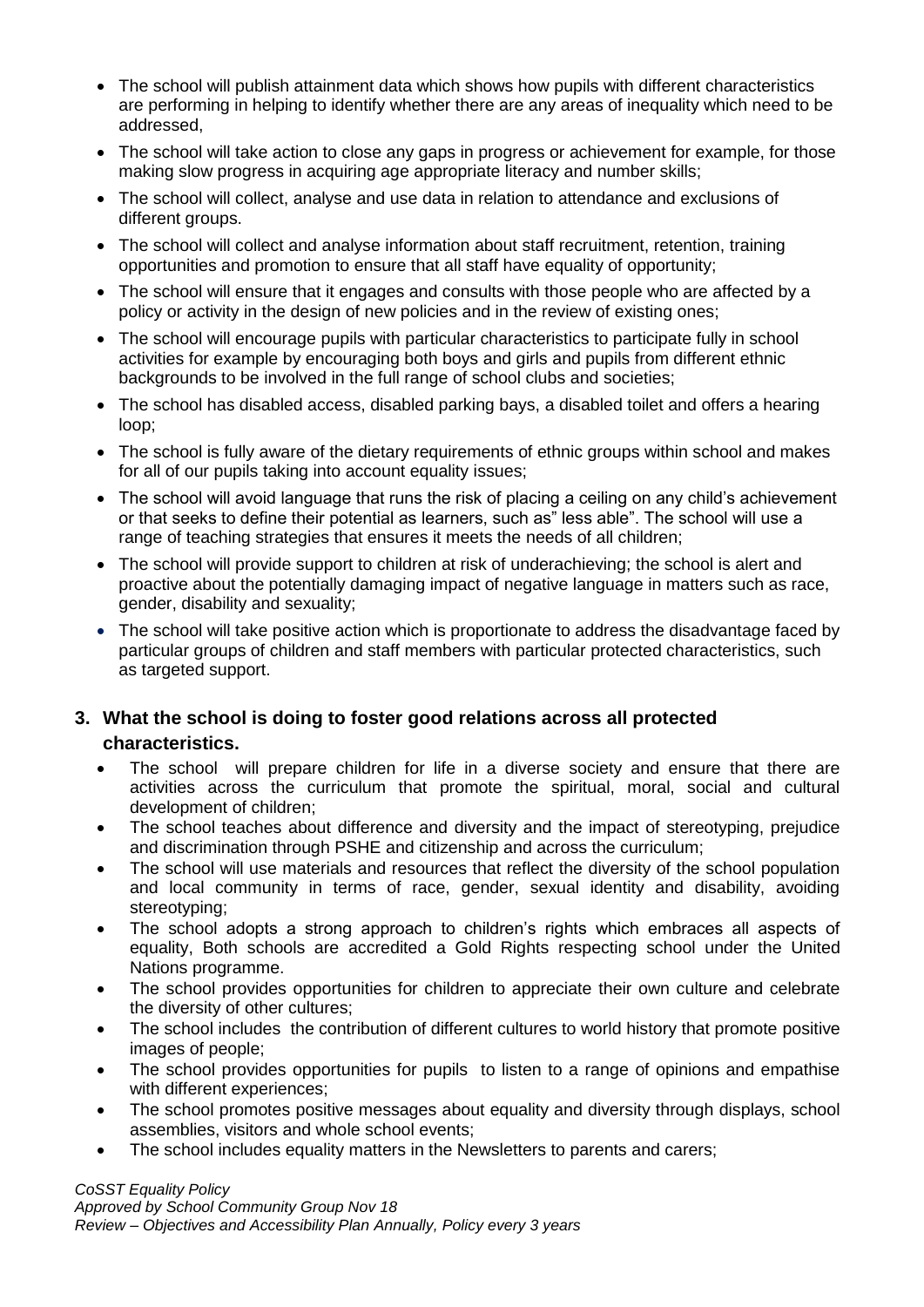- The school will publish attainment data which shows how pupils with different characteristics are performing in helping to identify whether there are any areas of inequality which need to be addressed,
- The school will take action to close any gaps in progress or achievement for example, for those making slow progress in acquiring age appropriate literacy and number skills;
- The school will collect, analyse and use data in relation to attendance and exclusions of different groups.
- The school will collect and analyse information about staff recruitment, retention, training opportunities and promotion to ensure that all staff have equality of opportunity;
- The school will ensure that it engages and consults with those people who are affected by a policy or activity in the design of new policies and in the review of existing ones;
- The school will encourage pupils with particular characteristics to participate fully in school activities for example by encouraging both boys and girls and pupils from different ethnic backgrounds to be involved in the full range of school clubs and societies;
- The school has disabled access, disabled parking bays, a disabled toilet and offers a hearing loop;
- The school is fully aware of the dietary requirements of ethnic groups within school and makes for all of our pupils taking into account equality issues;
- The school will avoid language that runs the risk of placing a ceiling on any child's achievement or that seeks to define their potential as learners, such as" less able". The school will use a range of teaching strategies that ensures it meets the needs of all children;
- The school will provide support to children at risk of underachieving; the school is alert and proactive about the potentially damaging impact of negative language in matters such as race, gender, disability and sexuality;
- The school will take positive action which is proportionate to address the disadvantage faced by particular groups of children and staff members with particular protected characteristics, such as targeted support.

## 3. What the school is doing to foster good relations across all protected characteristics.

- The school will prepare children for life in a diverse society and ensure that there are activities across the curriculum that promote the spiritual, moral, social and cultural development of children;
- The school teaches about difference and diversity and the impact of stereotyping, prejudice and discrimination through PSHE and citizenship and across the curriculum;
- The school will use materials and resources that reflect the diversity of the school population and local community in terms of race, gender, sexual identity and disability, avoiding stereotyping;
- The school adopts a strong approach to children's rights which embraces all aspects of equality, Both schools are accredited a Gold Rights respecting school under the United Nations programme.
- The school provides opportunities for children to appreciate their own culture and celebrate the diversity of other cultures;
- The school includes the contribution of different cultures to world history that promote positive images of people;
- The school provides opportunities for pupils to listen to a range of opinions and empathise with different experiences;
- The school promotes positive messages about equality and diversity through displays, school assemblies, visitors and whole school events;
- The school includes equality matters in the Newsletters to parents and carers;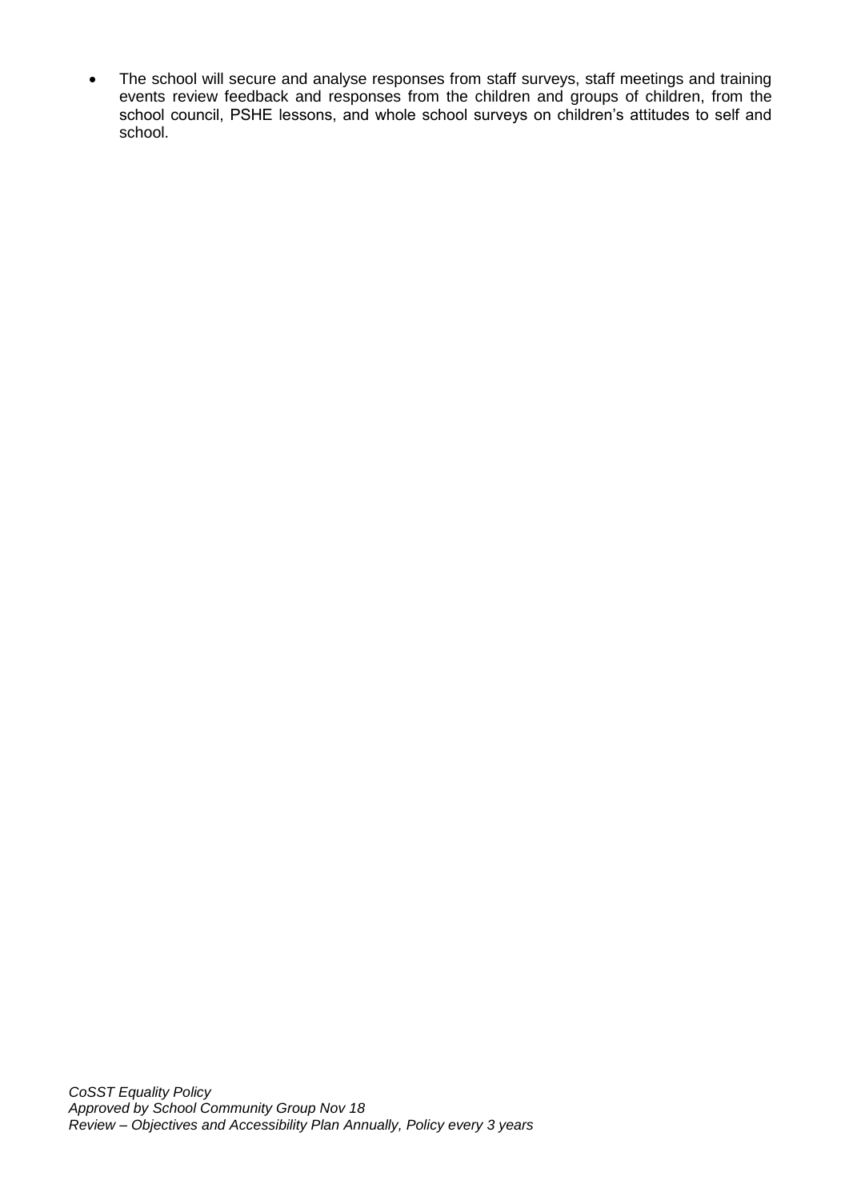- The school will secure and analyse responses from staff surveys, staff meetings and training events review feedback and responses from the children and groups of children, from the school council, PSHE lessons, and whole school surveys on children's attitudes to self and school.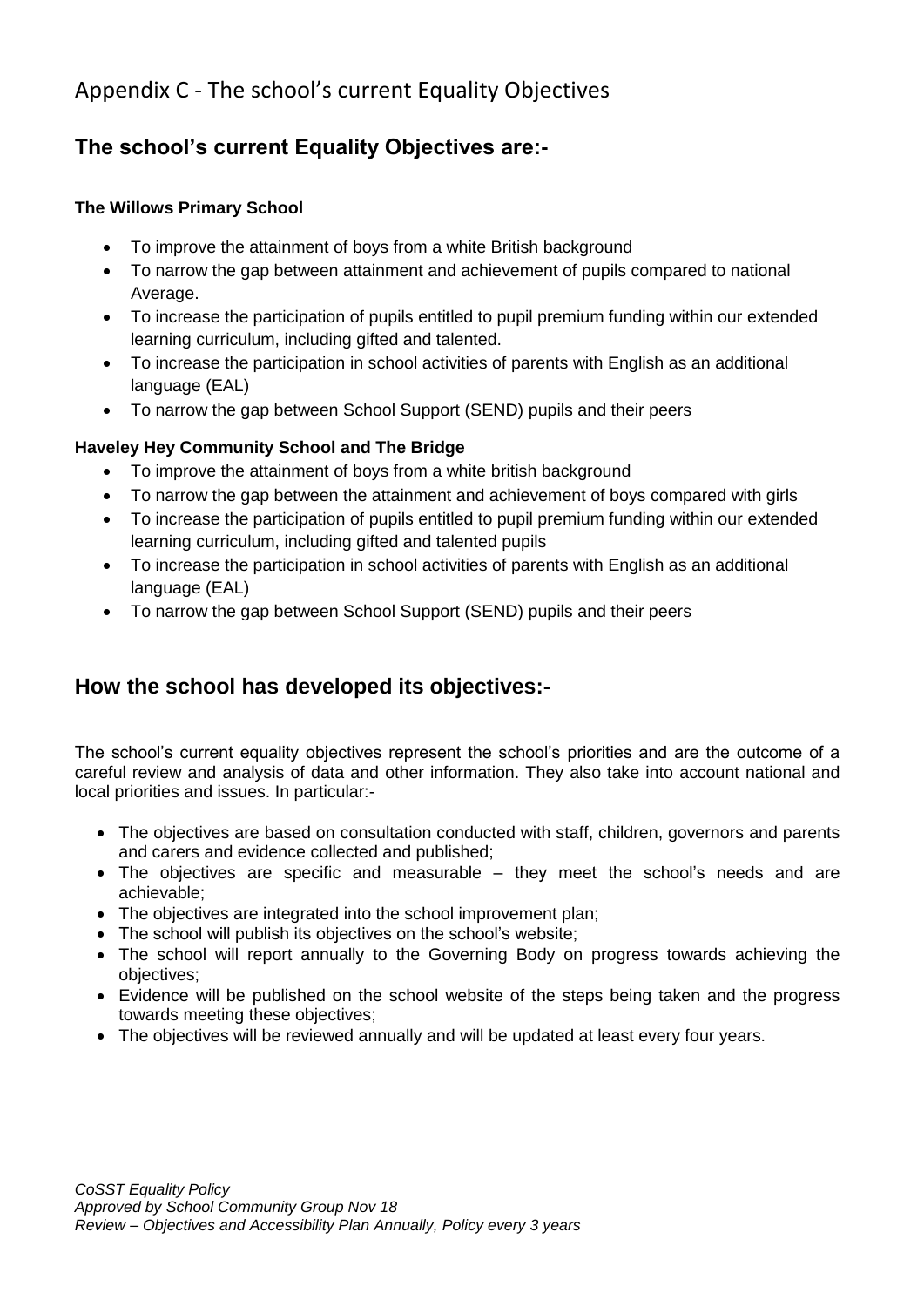# Appendix C - The school's current Equality Objectives

## The school's current Equality Objectives are:-

**The Willows Primary School**

- To improve the attainment of boys from a white British background
- To narrow the gap between attainment and achievement of pupils compared to national Average.
- To increase the participation of pupils entitled to pupil premium funding within our extended learning curriculum, including gifted and talented.
- To increase the participation in school activities of parents with English as an additional language (EAL)
- To narrow the gap between School Support (SEND) pupils and their peers

**Haveley Hey Community School and The Bridge**

- To improve the attainment of boys from a white british background
- To narrow the gap between the attainment and achievement of boys compared with girls
- To increase the participation of pupils entitled to pupil premium funding within our extended learning curriculum, including gifted and talented pupils
- To increase the participation in school activities of parents with English as an additional language (EAL)
- To narrow the gap between School Support (SEND) pupils and their peers

## How the school has developed its objectives:-

The school's current equality objectives represent the school's priorities and are the outcome of a careful review and analysis of data and other information. They also take into account national and local priorities and issues. In particular:-

- The objectives are based on consultation conducted with staff, children, governors and parents and carers and evidence collected and published;
- The objectives are specific and measurable – they meet the school's needs and are achievable;
- The objectives are integrated into the school improvement plan;
- The school will publish its objectives on the school's website;
- The school will report annually to the Governing Body on progress towards achieving the objectives;
- Evidence will be published on the school website of the steps being taken and the progress towards meeting these objectives;
- The objectives will be reviewed annually and will be updated at least every four years.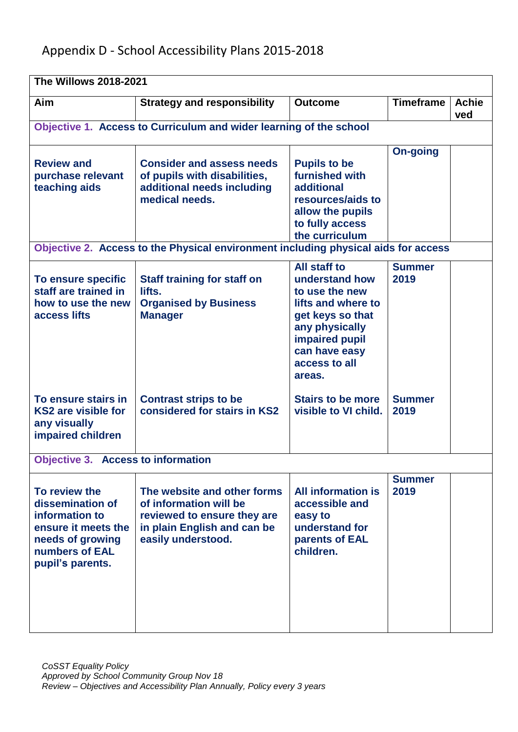# Appendix D - School Accessibility Plans 2015-2018

| The Willows 2018-2021 | | | | |
|---|---|---|---|---|
| **Aim** | **Strategy and responsibility** | **Outcome** | **Timeframe** | **Achieved** |
| **Objective 1. Access to Curriculum and wider learning of the school** | | | | |
| **Review and purchase relevant teaching aids** | **Consider and assess needs of pupils with disabilities, additional needs including medical needs.** | **Pupils to be furnished with additional resources/aids to allow the pupils to fully access the curriculum** | **On-going** | |
| **Objective 2. Access to the Physical environment including physical aids for access** | | | | |
| **To ensure specific staff are trained in how to use the new access lifts** | **Staff training for staff on lifts. Organised by Business Manager** | **All staff to understand how to use the new lifts and where to get keys so that any physically impaired pupil can have easy access to all areas.** | **Summer 2019** | |
| **To ensure stairs in KS2 are visible for any visually impaired children** | **Contrast strips to be considered for stairs in KS2** | **Stairs to be more visible to VI child.** | **Summer 2019** | |
| **Objective 3. Access to information** | | | | |
| **To review the dissemination of information to ensure it meets the needs of growing numbers of EAL pupil's parents.** | **The website and other forms of information will be reviewed to ensure they are in plain English and can be easily understood.** | **All information is accessible and easy to understand for parents of EAL children.** | **Summer 2019** | |

*CoSST Equality Policy*
*Approved by School Community Group Nov 18*
*Review – Objectives and Accessibility Plan Annually, Policy every 3 years*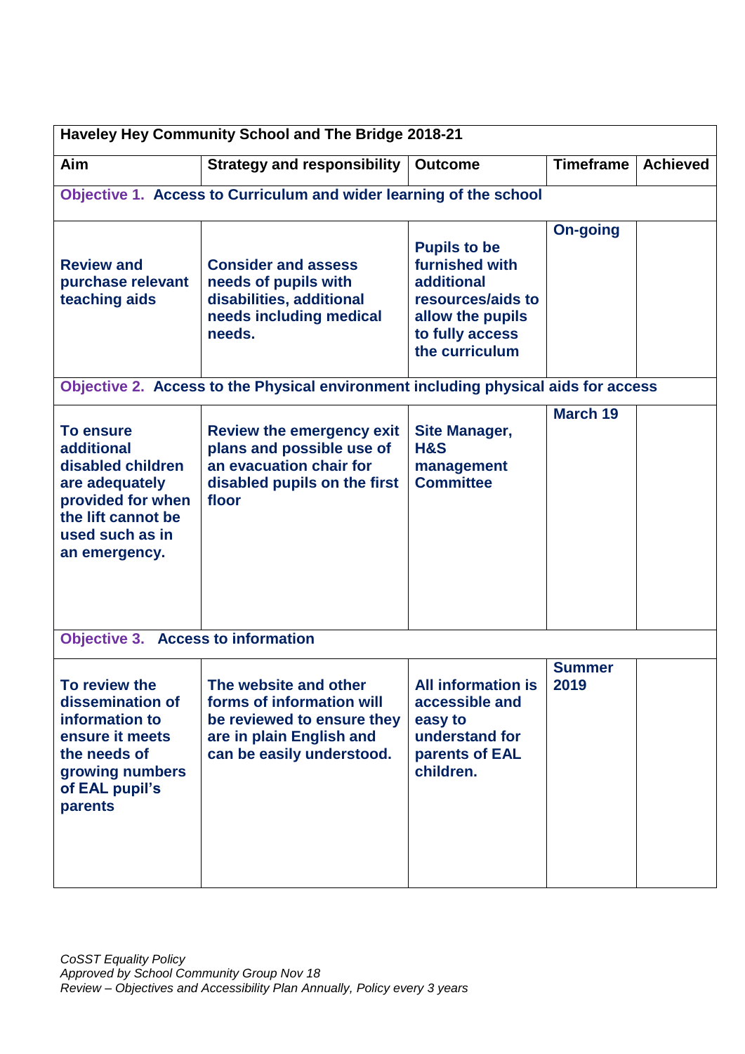| Haveley Hey Community School and The Bridge 2018-21 | | | | |
|---|---|---|---|---|
| **Aim** | **Strategy and responsibility** | **Outcome** | **Timeframe** | **Achieved** |
| **Objective 1. Access to Curriculum and wider learning of the school** | | | | |
| **Review and purchase relevant teaching aids** | **Consider and assess needs of pupils with disabilities, additional needs including medical needs.** | **Pupils to be furnished with additional resources/aids to allow the pupils to fully access the curriculum** | **On-going** | |
| **Objective 2. Access to the Physical environment including physical aids for access** | | | | |
| **To ensure additional disabled children are adequately provided for when the lift cannot be used such as in an emergency.** | **Review the emergency exit plans and possible use of an evacuation chair for disabled pupils on the first floor** | **Site Manager, H&S management Committee** | **March 19** | |
| **Objective 3. Access to information** | | | | |
| **To review the dissemination of information to ensure it meets the needs of growing numbers of EAL pupil's parents** | **The website and other forms of information will be reviewed to ensure they are in plain English and can be easily understood.** | **All information is accessible and easy to understand for parents of EAL children.** | **Summer 2019** | |

*CoSST Equality Policy*
*Approved by School Community Group Nov 18*
*Review – Objectives and Accessibility Plan Annually, Policy every 3 years*